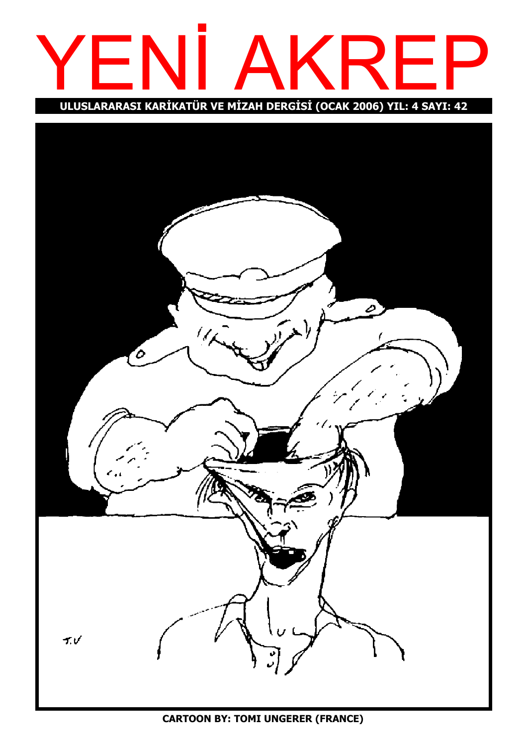# YENİ AKREP

**ULUSLARARASI KARİKATÜR VE MİZAH DERGİSİ (OCAK 2006) YIL: 4 SAYI: 42**

**CARTOON BY: TOMI UNGERER (FRANCE)**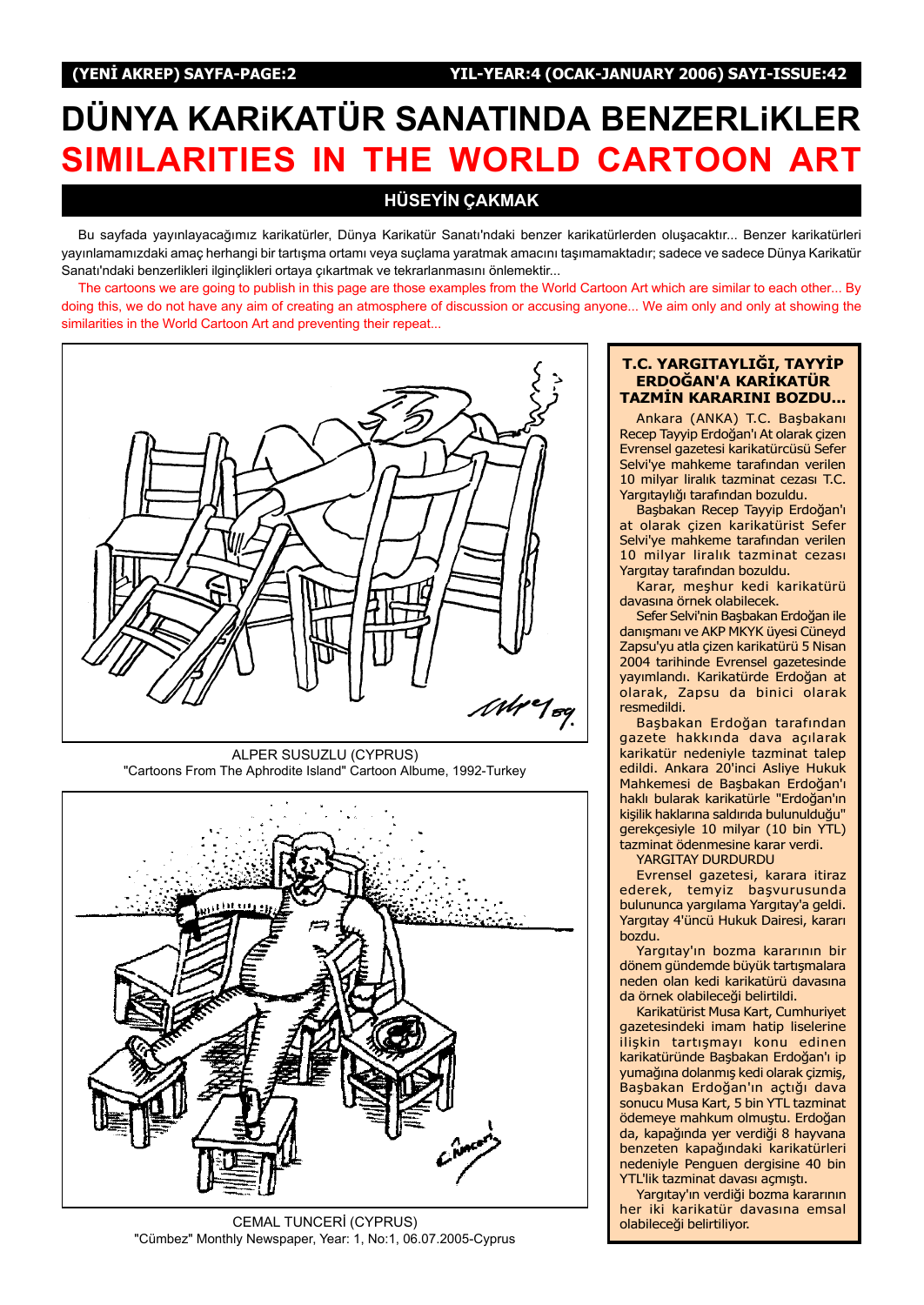# DÜNYA KARiKATÜR SANATINDA BENZERLiKLER

# SIMILARITIES IN THE WORLD CARTOON ART

## HÜSEYİN ÇAKMAK

Bu sayfada yayınlayacağımız karikatürler, Dünya Karikatür Sanatı'ndaki benzer karikatürlerden oluşacaktır... Benzer karikatürleri yayınlamamızdaki amaç herhangi bir tartışma ortamı veya suçlama yaratmak amacını taşımamaktadır; sadece ve sadece Dünya Karikatür Sanatı'ndaki benzerlikleri ilginçlikleri ortaya çıkartmak ve tekrarlanmasını önlemektir...

The cartoons we are going to publish in this page are those examples from the World Cartoon Art which are similar to each other... By doing this, we do not have any aim of creating an atmosphere of discussion or accusing anyone... We aim only and only at showing the similarities in the World Cartoon Art and preventing their repeat...

ALPER SUSUZLU (CYPRUS)
"Cartoons From The Aphrodite Island" Cartoon Albume, 1992-Turkey

CEMAL TUNCERİ (CYPRUS)
"Cümbez" Monthly Newspaper, Year: 1, No:1, 06.07.2005-Cyprus

### T.C. YARGITAYLIĞI, TAYYİP ERDOĞAN'A KARİKATÜR TAZMİN KARARINI BOZDU...

Ankara (ANKA) T.C. Başbakanı Recep Tayyip Erdoğan'ı At olarak çizen Evrensel gazetesi karikatürcüsü Sefer Selvi'ye mahkeme tarafından verilen 10 milyar liralık tazminat cezası T.C. Yargıtaylığı tarafından bozuldu.

Başbakan Recep Tayyip Erdoğan'ı at olarak çizen karikatürist Sefer Selvi'ye mahkeme tarafından verilen 10 milyar liralık tazminat cezası Yargıtay tarafından bozuldu.

Karar, meşhur kedi karikatürü davasına örnek olabilecek.

Sefer Selvi'nin Başbakan Erdoğan ile danışmanı ve AKP MKYK üyesi Cüneyd Zapsu'yu atla çizen karikatürü 5 Nisan 2004 tarihinde Evrensel gazetesinde yayımlandı. Karikatürde Erdoğan at olarak, Zapsu da binici olarak resmedildi.

Başbakan Erdoğan tarafından gazete hakkında dava açılarak karikatür nedeniyle tazminat talep edildi. Ankara 20'inci Asliye Hukuk Mahkemesi de Başbakan Erdoğan'ı haklı bularak karikatürle "Erdoğan'ın kişilik haklarına saldırıda bulunulduğu" gerekçesiyle 10 milyar (10 bin YTL) tazminat ödenmesine karar verdi.

YARGITAY DURDURDU

Evrensel gazetesi, karara itiraz ederek, temyiz başvurusunda bulununca yargılama Yargıtay'a geldi. Yargıtay 4'üncü Hukuk Dairesi, kararı bozdu.

Yargıtay'ın bozma kararının bir dönem gündemde büyük tartışmalara neden olan kedi karikatürü davasına da örnek olabileceği belirtildi.

Karikatürist Musa Kart, Cumhuriyet gazetesindeki imam hatip liselerine ilişkin tartışmayı konu edinen karikatüründe Başbakan Erdoğan'ı ip yumağına dolanmış kedi olarak çizmiş, Başbakan Erdoğan'ın açtığı dava sonucu Musa Kart, 5 bin YTL tazminat ödemeye mahkum olmuştu. Erdoğan da, kapağında yer verdiği 8 hayvana benzeten kapağındaki karikatürleri nedeniyle Penguen dergisine 40 bin YTL'lik tazminat davası açmıştı.

Yargıtay'ın verdiği bozma kararının her iki karikatür davasına emsal olabileceği belirtiliyor.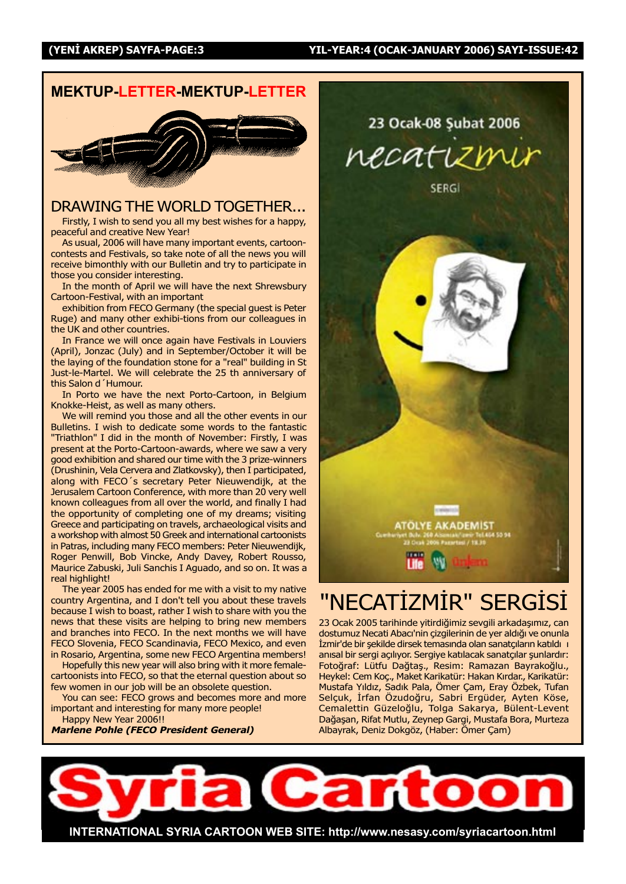## MEKTUP-LETTER-MEKTUP-LETTER

### DRAWING THE WORLD TOGETHER...

Firstly, I wish to send you all my best wishes for a happy, peaceful and creative New Year!

As usual, 2006 will have many important events, cartoon-contests and Festivals, so take note of all the news you will receive bimonthly with our Bulletin and try to participate in those you consider interesting.

In the month of April we will have the next Shrewsbury Cartoon-Festival, with an important exhibition from FECO Germany (the special guest is Peter Ruge) and many other exhibi-tions from our colleagues in the UK and other countries.

In France we will once again have Festivals in Louviers (April), Jonzac (July) and in September/October it will be the laying of the foundation stone for a "real" building in St Just-le-Martel. We will celebrate the 25 th anniversary of this Salon d´Humour.

In Porto we have the next Porto-Cartoon, in Belgium Knokke-Heist, as well as many others.

We will remind you those and all the other events in our Bulletins. I wish to dedicate some words to the fantastic "Triathlon" I did in the month of November: Firstly, I was present at the Porto-Cartoon-awards, where we saw a very good exhibition and shared our time with the 3 prize-winners (Drushinin, Vela Cervera and Zlatkovsky), then I participated, along with FECO´s secretary Peter Nieuwendijk, at the Jerusalem Cartoon Conference, with more than 20 very well known colleagues from all over the world, and finally I had the opportunity of completing one of my dreams; visiting Greece and participating on travels, archaeological visits and a workshop with almost 50 Greek and international cartoonists in Patras, including many FECO members: Peter Nieuwendijk, Roger Penwill, Bob Vincke, Andy Davey, Robert Rousso, Maurice Zabuski, Juli Sanchis I Aguado, and so on. It was a real highlight!

The year 2005 has ended for me with a visit to my native country Argentina, and I don't tell you about these travels because I wish to boast, rather I wish to share with you the news that these visits are helping to bring new members and branches into FECO. In the next months we will have FECO Slovenia, FECO Scandinavia, FECO Mexico, and even in Rosario, Argentina, some new FECO Argentina members!

Hopefully this new year will also bring with it more female-cartoonists into FECO, so that the eternal question about so few women in our job will be an obsolete question.

You can see: FECO grows and becomes more and more important and interesting for many more people!

Happy New Year 2006!!

***Marlene Pohle (FECO President General)***

## "NECATİZMİR" SERGİSİ

23 Ocak 2005 tarihinde yitirdiğimiz sevgili arkadaşımız, can dostumuz Necati Abacı'nin çizgilerinin de yer aldığı ve onunla İzmir'de bir şekilde dirsek temasında olan sanatçıların katıldığı anısal bir sergi açılıyor. Sergiye katılacak sanatçılar şunlardır: Fotoğraf: Lütfü Dağtaş., Resim: Ramazan Bayrakoğlu., Heykel: Cem Koç., Maket Karikatür: Hakan Kırdar., Karikatür: Mustafa Yıldız, Sadık Pala, Ömer Çam, Eray Özbek, Tufan Selçuk, İrfan Özudoğru, Sabri Ergüder, Ayten Köse, Cemalettin Güzeloğlu, Tolga Sakarya, Bülent-Levent Dağaşan, Rifat Mutlu, Zeynep Gargi, Mustafa Bora, Murteza Albayrak, Deniz Dokgöz, (Haber: Ömer Çam)

**INTERNATIONAL SYRIA CARTOON WEB SITE: http://www.nesasy.com/syriacartoon.html**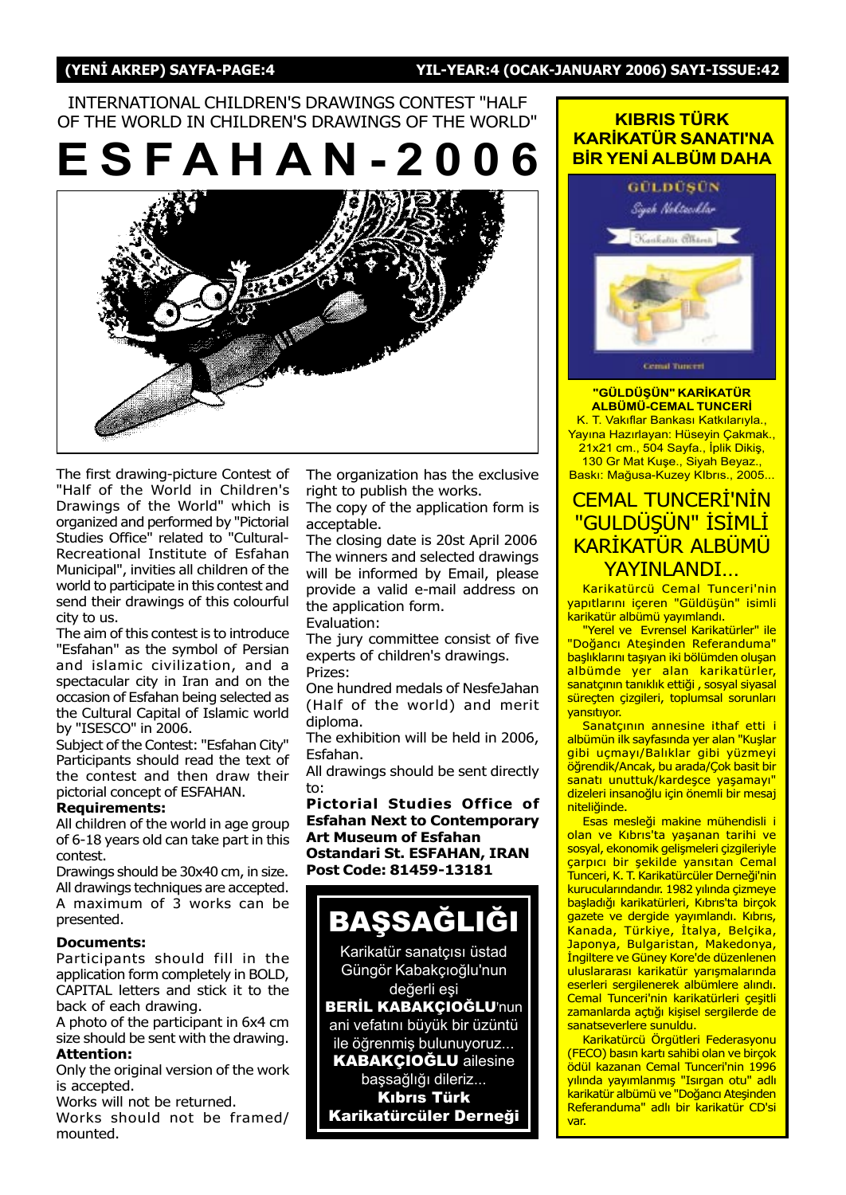INTERNATIONAL CHILDREN'S DRAWINGS CONTEST "HALF OF THE WORLD IN CHILDREN'S DRAWINGS OF THE WORLD"

# ESFAHAN-2006

The first drawing-picture Contest of "Half of the World in Children's Drawings of the World" which is organized and performed by "Pictorial Studies Office" related to "Cultural-Recreational Institute of Esfahan Municipal", invites all children of the world to participate in this contest and send their drawings of this colourful city to us.

The aim of this contest is to introduce "Esfahan" as the symbol of Persian and islamic civilization, and a spectacular city in Iran and on the occasion of Esfahan being selected as the Cultural Capital of Islamic world by "ISESCO" in 2006.

Subject of the Contest: "Esfahan City"

Participants should read the text of the contest and then draw their pictorial concept of ESFAHAN.

**Requirements:**

All children of the world in age group of 6-18 years old can take part in this contest.

Drawings should be 30x40 cm, in size.

All drawings techniques are accepted.

A maximum of 3 works can be presented.

**Documents:**

Participants should fill in the application form completely in BOLD, CAPITAL letters and stick it to the back of each drawing.

A photo of the participant in 6x4 cm size should be sent with the drawing.

**Attention:**

Only the original version of the work is accepted.

Works will not be returned.

Works should not be framed/ mounted.

The organization has the exclusive right to publish the works.

The copy of the application form is acceptable.

The closing date is 20st April 2006

The winners and selected drawings will be informed by Email, please provide a valid e-mail address on the application form.

Evaluation:

The jury committee consist of five experts of children's drawings.

Prizes:

One hundred medals of NesfeJahan (Half of the world) and merit diploma.

The exhibition will be held in 2006, Esfahan.

All drawings should be sent directly to:

**Pictorial Studies Office of Esfahan Next to Contemporary Art Museum of Esfahan Ostandari St. ESFAHAN, IRAN Post Code: 81459-13181**

## BAŞSAĞLIĞI

Karikatür sanatçısı üstad Güngör Kabakçıoğlu'nun değerli eşi **BERİL KABAKÇIOĞLU**'nun ani vefatını büyük bir üzüntü ile öğrenmiş bulunuyoruz... **KABAKÇIOĞLU** ailesine başsağlığı dileriz...

**Kıbrıs Türk Karikatürcüler Derneği**

## KIBRIS TÜRK KARİKATÜR SANATI'NA BİR YENİ ALBÜM DAHA

GÜLDÜŞÜN
Siyah Noktacıklar
Karikatür Albümü
Cemal Tunceri

**"GÜLDÜŞÜN" KARİKATÜR ALBÜMÜ-CEMAL TUNCERİ**

K. T. Vakıflar Bankası Katkılarıyla., Yayına Hazırlayan: Hüseyin Çakmak., 21x21 cm., 504 Sayfa., İplik Dikiş, 130 Gr Mat Kuşe., Siyah Beyaz., Baskı: Mağusa-Kuzey KIbrıs., 2005...

## CEMAL TUNCERİ'NİN "GULDÜŞÜN" İSİMLİ KARİKATÜR ALBÜMÜ YAYINLANDI...

Karikatürcü Cemal Tunceri'nin yapıtlarını içeren "Güldüşün" isimli karikatür albümü yayımlandı.

"Yerel ve Evrensel Karikatürler" ile "Doğancı Ateşinden Referanduma" başlıklarını taşıyan iki bölümden oluşan albümde yer alan karikatürler, sanatçının tanıklık ettiği , sosyal siyasal süreçten çizgileri, toplumsal sorunları yansıtıyor.

Sanatçının annesine ithaf etti i albümün ilk sayfasında yer alan "Kuşlar gibi uçmayı/Balıklar gibi yüzmeyi öğrendik/Ancak, bu arada/Çok basit bir sanatı unuttuk/kardeşce yaşamayı" dizeleri insanoğlu için önemli bir mesaj niteliğinde.

Esas mesleği makine mühendisli i olan ve Kıbrıs'ta yaşanan tarihi ve sosyal, ekonomik gelişmeleri çizgileriyle çarpıcı bir şekilde yansıtan Cemal Tunceri, K. T. Karikatürcüler Derneği'nin kurucularındandır. 1982 yılında çizmeye başladığı karikatürleri, Kıbrıs'ta birçok gazete ve dergide yayımlandı. Kıbrıs, Kanada, Türkiye, İtalya, Belçika, Japonya, Bulgaristan, Makedonya, İngiltere ve Güney Kore'de düzenlenen uluslararası karikatür yarışmalarında eserleri sergilenerek albümlere alındı. Cemal Tunceri'nin karikatürleri çeşitli zamanlarda açtığı kişisel sergilerde de sanatseverlere sunuldu.

Karikatürcü Örgütleri Federasyonu (FECO) basın kartı sahibi olan ve birçok ödül kazanan Cemal Tunceri'nin 1996 yılında yayımlanmış "Isırgan otu" adlı karikatür albümü ve "Doğancı Ateşinden Referanduma" adlı bir karikatür CD'si var.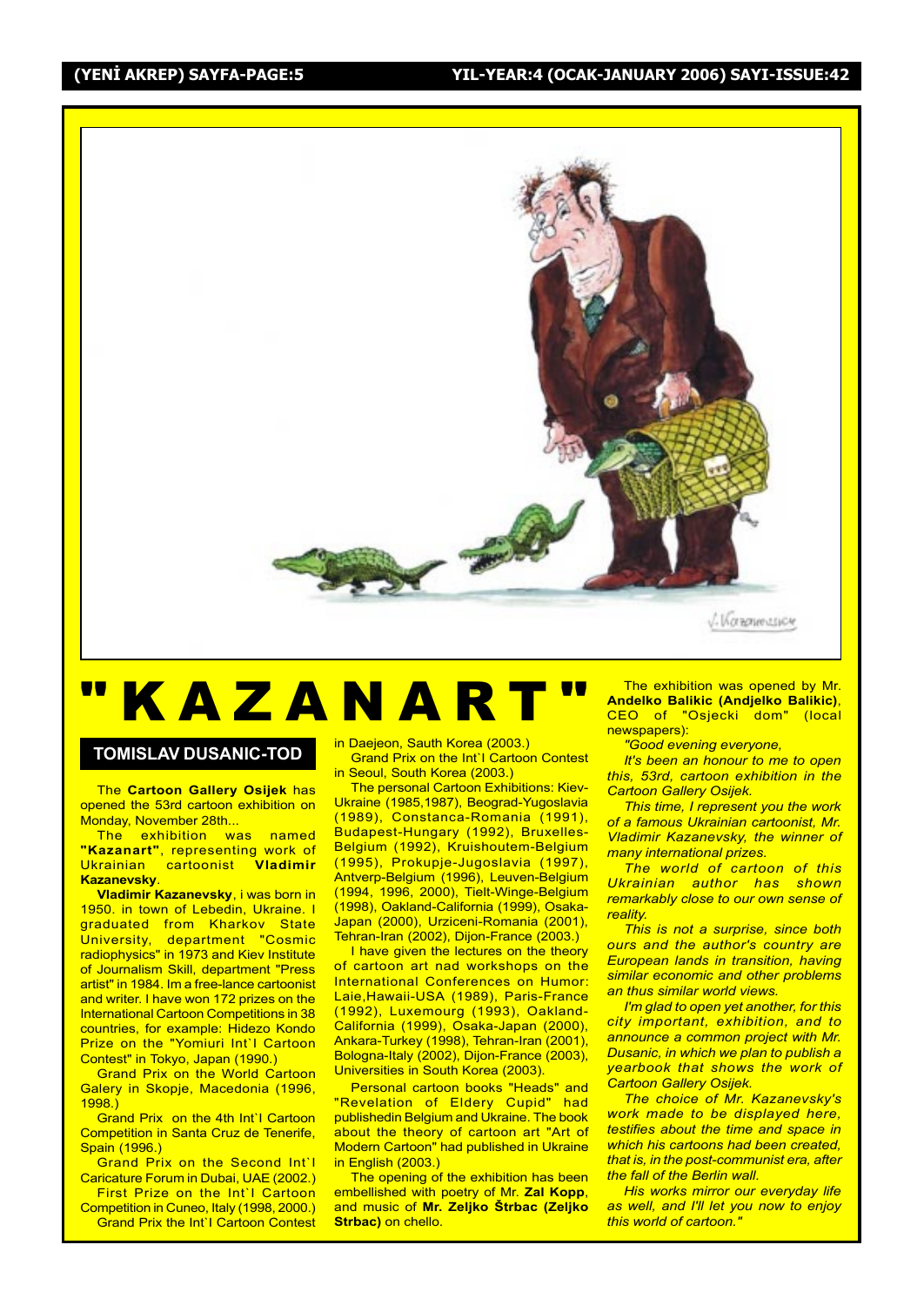# "KAZANART"

## TOMISLAV DUSANIC-TOD

The **Cartoon Gallery Osijek** has opened the 53rd cartoon exhibition on Monday, November 28th...

The exhibition was named **"Kazanart"**, representing work of Ukrainian cartoonist **Vladimir Kazanevsky**.

**Vladimir Kazanevsky**, i was born in 1950. in town of Lebedin, Ukraine. I graduated from Kharkov State University, department "Cosmic radiophysics" in 1973 and Kiev Institute of Journalism Skill, department "Press artist" in 1984. Im a free-lance cartoonist and writer. I have won 172 prizes on the International Cartoon Competitions in 38 countries, for example: Hidezo Kondo Prize on the "Yomiuri Int`l Cartoon Contest" in Tokyo, Japan (1990.)

Grand Prix on the World Cartoon Galery in Skopje, Macedonia (1996, 1998.)

Grand Prix on the 4th Int`l Cartoon Competition in Santa Cruz de Tenerife, Spain (1996.)

Grand Prix on the Second Int`l Caricature Forum in Dubai, UAE (2002.)

First Prize on the Int`l Cartoon Competition in Cuneo, Italy (1998, 2000.)

Grand Prix the Int`l Cartoon Contest in Daejeon, Sauth Korea (2003.)

Grand Prix on the Int`l Cartoon Contest in Seoul, South Korea (2003.)

The personal Cartoon Exhibitions: Kiev-Ukraine (1985,1987), Beograd-Yugoslavia (1989), Constanca-Romania (1991), Budapest-Hungary (1992), Bruxelles-Belgium (1992), Kruishoutem-Belgium (1995), Prokupje-Jugoslavia (1997), Antverp-Belgium (1996), Leuven-Belgium (1994, 1996, 2000), Tielt-Winge-Belgium (1998), Oakland-California (1999), Osaka-Japan (2000), Urziceni-Romania (2001), Tehran-Iran (2002), Dijon-France (2003.)

I have given the lectures on the theory of cartoon art nad workshops on the International Conferences on Humor: Laie,Hawaii-USA (1989), Paris-France (1992), Luxemourg (1993), Oakland-California (1999), Osaka-Japan (2000), Ankara-Turkey (1998), Tehran-Iran (2001), Bologna-Italy (2002), Dijon-France (2003), Universities in South Korea (2003).

Personal cartoon books "Heads" and "Revelation of Eldery Cupid" had publishedin Belgium and Ukraine. The book about the theory of cartoon art "Art of Modern Cartoon" had published in Ukraine in English (2003.)

The opening of the exhibition has been embellished with poetry of Mr. **Zal Kopp**, and music of **Mr. Zeljko Štrbac (Zeljko Strbac)** on chello.

The exhibition was opened by Mr. **Andelko Balikic (Andjelko Balikic)**, CEO of "Osjecki dom" (local newspapers):

*"Good evening everyone,*

*It's been an honour to me to open this, 53rd, cartoon exhibition in the Cartoon Gallery Osijek.*

*This time, I represent you the work of a famous Ukrainian cartoonist, Mr. Vladimir Kazanevsky, the winner of many international prizes.*

*The world of cartoon of this Ukrainian author has shown remarkably close to our own sense of reality.*

*This is not a surprise, since both ours and the author's country are European lands in transition, having similar economic and other problems an thus similar world views.*

*I'm glad to open yet another, for this city important, exhibition, and to announce a common project with Mr. Dusanic, in which we plan to publish a yearbook that shows the work of Cartoon Gallery Osijek.*

*The choice of Mr. Kazanevsky's work made to be displayed here, testifies about the time and space in which his cartoons had been created, that is, in the post-communist era, after the fall of the Berlin wall.*

*His works mirror our everyday life as well, and I'll let you now to enjoy this world of cartoon."*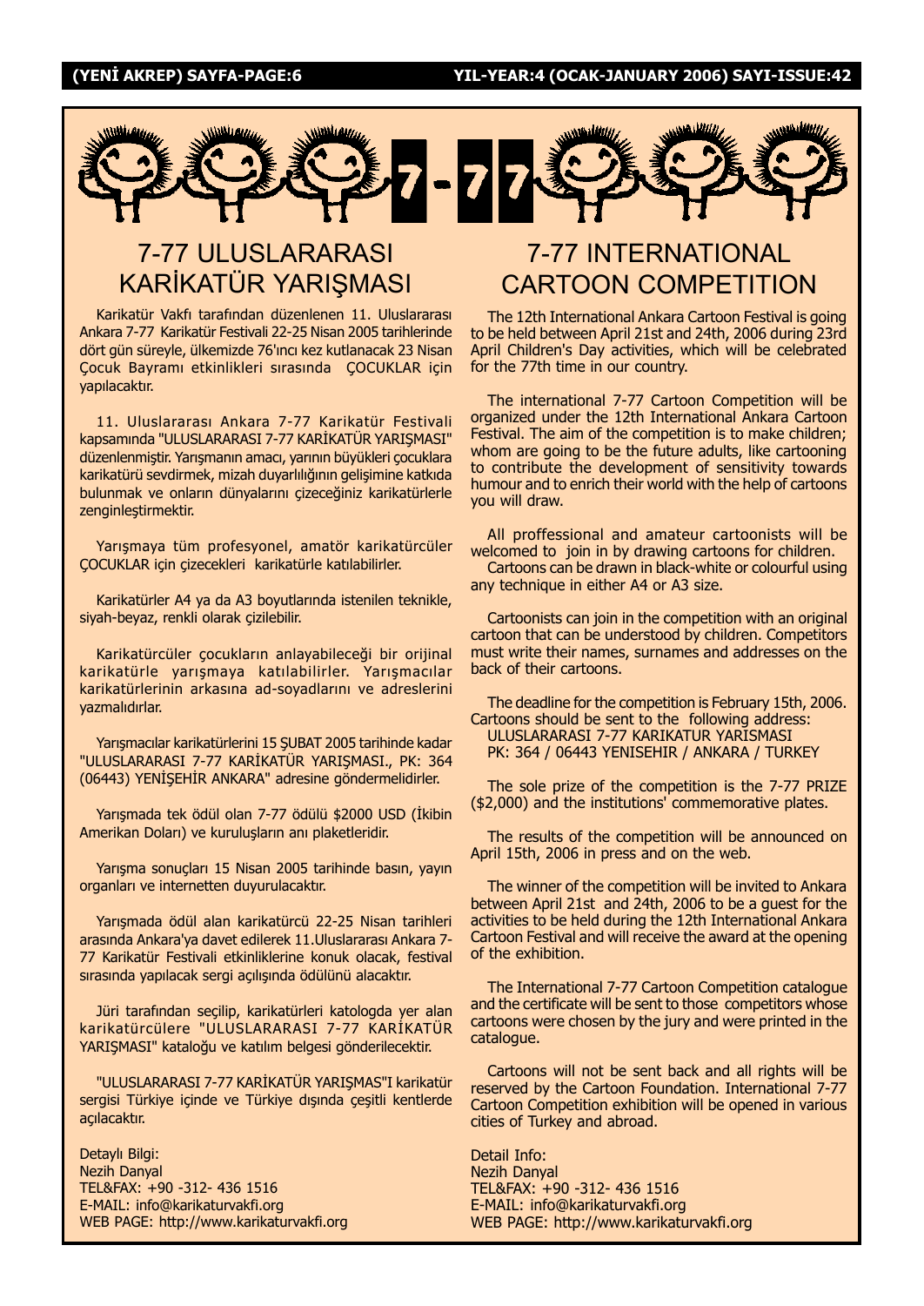# 7-77 ULUSLARARASI KARİKATÜR YARIŞMASI

Karikatür Vakfı tarafından düzenlenen 11. Uluslararası Ankara 7-77 Karikatür Festivali 22-25 Nisan 2005 tarihlerinde dört gün süreyle, ülkemizde 76'ıncı kez kutlanacak 23 Nisan Çocuk Bayramı etkinlikleri sırasında ÇOCUKLAR için yapılacaktır.

11. Uluslararası Ankara 7-77 Karikatür Festivali kapsamında "ULUSLARARASI 7-77 KARİKATÜR YARIŞMASI" düzenlenmiştir. Yarışmanın amacı, yarının büyükleri çocuklara karikatürü sevdirmek, mizah duyarlılığının gelişimine katkıda bulunmak ve onların dünyalarını çizeceğiniz karikatürlerle zenginleştirmektir.

Yarışmaya tüm profesyonel, amatör karikatürcüler ÇOCUKLAR için çizecekleri karikatürle katılabilirler.

Karikatürler A4 ya da A3 boyutlarında istenilen teknikle, siyah-beyaz, renkli olarak çizilebilir.

Karikatürcüler çocukların anlayabileceği bir orijinal karikatürle yarışmaya katılabilirler. Yarışmacılar karikatürlerinin arkasına ad-soyadlarını ve adreslerini yazmalıdırlar.

Yarışmacılar karikatürlerini 15 ŞUBAT 2005 tarihinde kadar "ULUSLARARASI 7-77 KARİKATÜR YARIŞMASI., PK: 364 (06443) YENİŞEHİR ANKARA" adresine göndermelidirler.

Yarışmada tek ödül olan 7-77 ödülü $2000 USD (İkibin Amerikan Doları) ve kuruluşların anı plaketleridir.

Yarışma sonuçları 15 Nisan 2005 tarihinde basın, yayın organları ve internetten duyurulacaktır.

Yarışmada ödül alan karikatürcü 22-25 Nisan tarihleri arasında Ankara'ya davet edilerek 11.Uluslararası Ankara 7-77 Karikatür Festivali etkinliklerine konuk olacak, festival sırasında yapılacak sergi açılışında ödülünü alacaktır.

Jüri tarafından seçilip, karikatürleri katologda yer alan karikatürcülere "ULUSLARARASI 7-77 KARİKATÜR YARIŞMASI" kataloğu ve katılım belgesi gönderilecektir.

"ULUSLARARASI 7-77 KARİKATÜR YARIŞMAS"I karikatür sergisi Türkiye içinde ve Türkiye dışında çeşitli kentlerde açılacaktır.

Detaylı Bilgi:
Nezih Danyal
TEL&FAX: +90 -312- 436 1516
E-MAIL: info@karikaturvakfi.org
WEB PAGE: http://www.karikaturvakfi.org

# 7-77 INTERNATIONAL CARTOON COMPETITION

The 12th International Ankara Cartoon Festival is going to be held between April 21st and 24th, 2006 during 23rd April Children's Day activities, which will be celebrated for the 77th time in our country.

The international 7-77 Cartoon Competition will be organized under the 12th International Ankara Cartoon Festival. The aim of the competition is to make children; whom are going to be the future adults, like cartooning to contribute the development of sensitivity towards humour and to enrich their world with the help of cartoons you will draw.

All proffessional and amateur cartoonists will be welcomed to join in by drawing cartoons for children.
Cartoons can be drawn in black-white or colourful using any technique in either A4 or A3 size.

Cartoonists can join in the competition with an original cartoon that can be understood by children. Competitors must write their names, surnames and addresses on the back of their cartoons.

The deadline for the competition is February 15th, 2006. Cartoons should be sent to the following address:
ULUSLARARASI 7-77 KARIKATUR YARISMASI
PK: 364 / 06443 YENISEHIR / ANKARA / TURKEY

The sole prize of the competition is the 7-77 PRIZE ($2,000) and the institutions' commemorative plates.

The results of the competition will be announced on April 15th, 2006 in press and on the web.

The winner of the competition will be invited to Ankara between April 21st and 24th, 2006 to be a guest for the activities to be held during the 12th International Ankara Cartoon Festival and will receive the award at the opening of the exhibition.

The International 7-77 Cartoon Competition catalogue and the certificate will be sent to those competitors whose cartoons were chosen by the jury and were printed in the catalogue.

Cartoons will not be sent back and all rights will be reserved by the Cartoon Foundation. International 7-77 Cartoon Competition exhibition will be opened in various cities of Turkey and abroad.

Detail Info:
Nezih Danyal
TEL&FAX: +90 -312- 436 1516
E-MAIL: info@karikaturvakfi.org
WEB PAGE: http://www.karikaturvakfi.org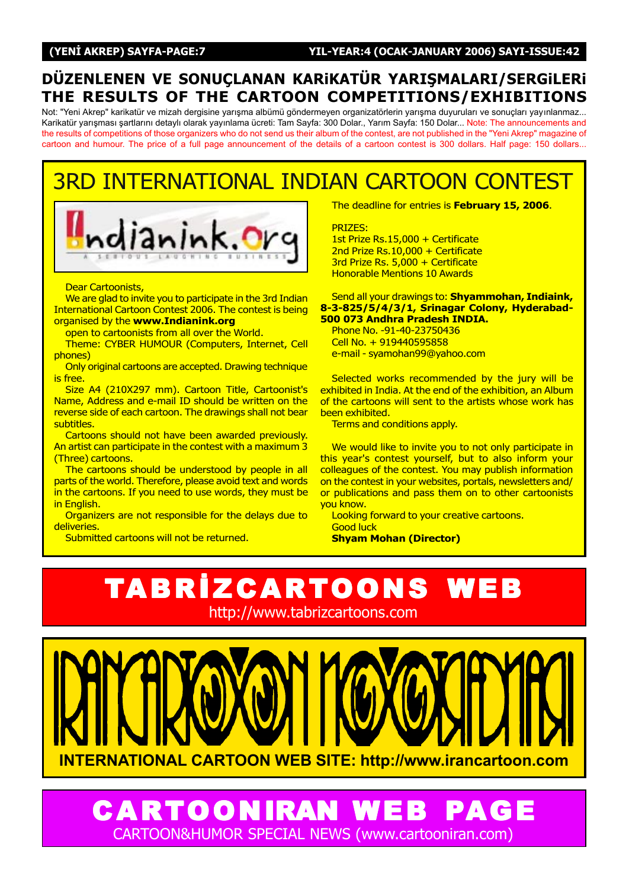## DÜZENLENEN VE SONUÇLANAN KARiKATÜR YARIŞMALARI/SERGiLERi
## THE RESULTS OF THE CARTOON COMPETITIONS/EXHIBITIONS

Not: "Yeni Akrep" karikatür ve mizah dergisine yarışma albümü göndermeyen organizatörlerin yarışma duyuruları ve sonuçları yayınlanmaz... Karikatür yarışması şartlarını detaylı olarak yayınlama ücreti: Tam Sayfa: 300 Dolar., Yarım Sayfa: 150 Dolar... Note: The announcements and the results of competitions of those organizers who do not send us their album of the contest, are not published in the "Yeni Akrep" magazine of cartoon and humour. The price of a full page announcement of the details of a cartoon contest is 300 dollars. Half page: 150 dollars...

# 3RD INTERNATIONAL INDIAN CARTOON CONTEST

Indianink.org
A SERIOUS LAUGHING BUSINESS

Dear Cartoonists,

We are glad to invite you to participate in the 3rd Indian International Cartoon Contest 2006. The contest is being organised by the **www.Indianink.org**

open to cartoonists from all over the World.

Theme: CYBER HUMOUR (Computers, Internet, Cell phones)

Only original cartoons are accepted. Drawing technique is free.

Size A4 (210X297 mm). Cartoon Title, Cartoonist's Name, Address and e-mail ID should be written on the reverse side of each cartoon. The drawings shall not bear subtitles.

Cartoons should not have been awarded previously. An artist can participate in the contest with a maximum 3 (Three) cartoons.

The cartoons should be understood by people in all parts of the world. Therefore, please avoid text and words in the cartoons. If you need to use words, they must be in English.

Organizers are not responsible for the delays due to deliveries.

Submitted cartoons will not be returned.

The deadline for entries is **February 15, 2006**.

PRIZES:
1st Prize Rs.15,000 + Certificate
2nd Prize Rs.10,000 + Certificate
3rd Prize Rs. 5,000 + Certificate
Honorable Mentions 10 Awards

Send all your drawings to: **Shyammohan, Indiaink, 8-3-825/5/4/3/1, Srinagar Colony, Hyderabad-500 073 Andhra Pradesh INDIA.**
Phone No. -91-40-23750436
Cell No. + 919440595858
e-mail - syamohan99@yahoo.com

Selected works recommended by the jury will be exhibited in India. At the end of the exhibition, an Album of the cartoons will sent to the artists whose work has been exhibited.

Terms and conditions apply.

We would like to invite you to not only participate in this year's contest yourself, but to also inform your colleagues of the contest. You may publish information on the contest in your websites, portals, newsletters and/or publications and pass them on to other cartoonists you know.

Looking forward to your creative cartoons.
Good luck
**Shyam Mohan (Director)**

# TABRİZCARTOONS WEB
http://www.tabrizcartoons.com

IRAN CARTOON

**INTERNATIONAL CARTOON WEB SITE: http://www.irancartoon.com**

# CARTOONIRAN WEB PAGE
CARTOON&HUMOR SPECIAL NEWS (www.cartooniran.com)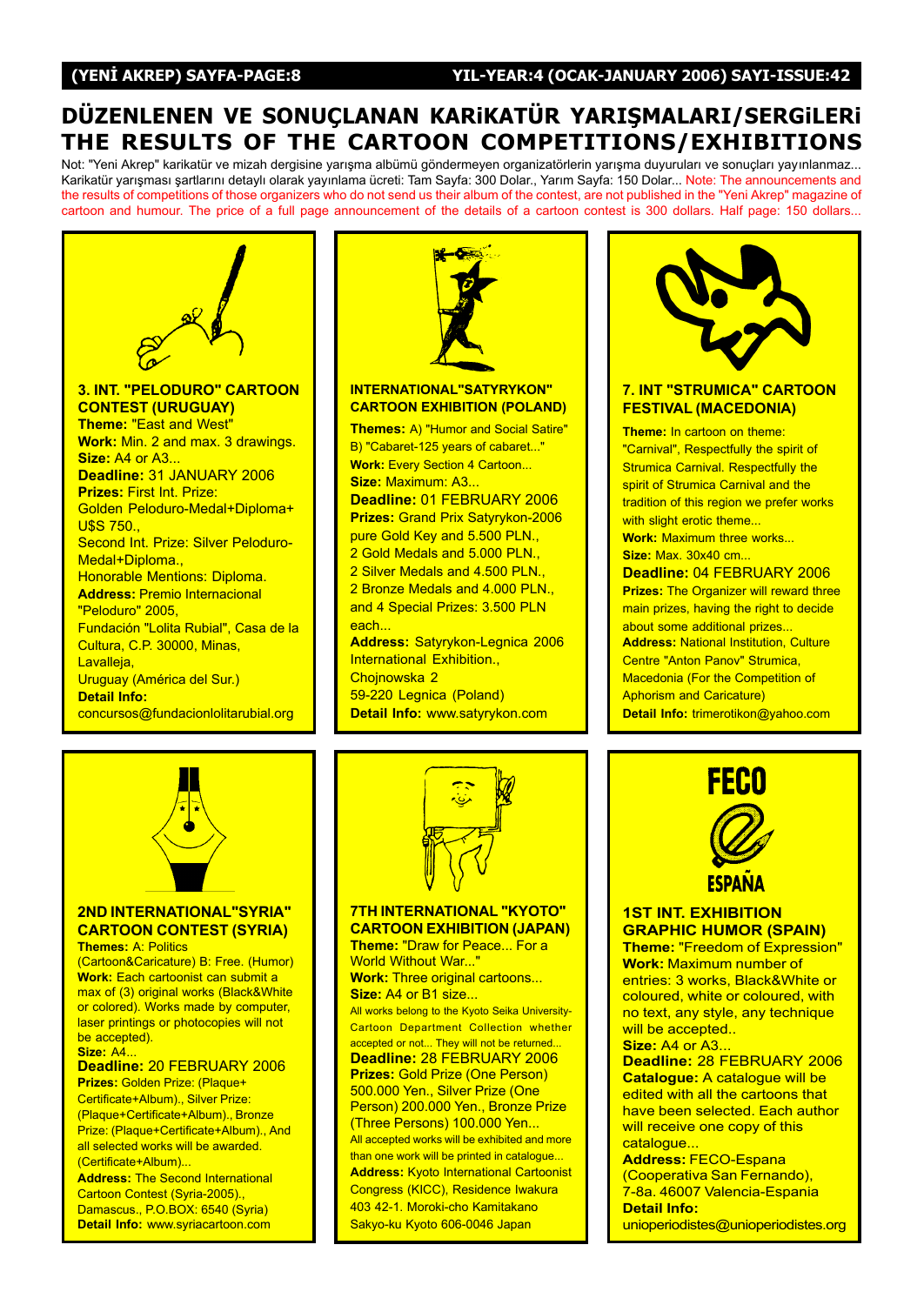# DÜZENLENEN VE SONUÇLANAN KARiKATÜR YARIŞMALARI/SERGiLERi
# THE RESULTS OF THE CARTOON COMPETITIONS/EXHIBITIONS

Not: "Yeni Akrep" karikatür ve mizah dergisine yarışma albümü göndermeyen organizatörlerin yarışma duyuruları ve sonuçları yayınlanmaz... Karikatür yarışması şartlarını detaylı olarak yayınlama ücreti: Tam Sayfa: 300 Dolar., Yarım Sayfa: 150 Dolar... Note: The announcements and the results of competitions of those organizers who do not send us their album of the contest, are not published in the "Yeni Akrep" magazine of cartoon and humour. The price of a full page announcement of the details of a cartoon contest is 300 dollars. Half page: 150 dollars...

## 3. INT. "PELODURO" CARTOON CONTEST (URUGUAY)

**Theme:** "East and West"
**Work:** Min. 2 and max. 3 drawings.
**Size:** A4 or A3...
**Deadline:** 31 JANUARY 2006
**Prizes:** First Int. Prize: Golden Peloduro-Medal+Diploma+ U$S 750.,
Second Int. Prize: Silver Peloduro-Medal+Diploma.,
Honorable Mentions: Diploma.
**Address:** Premio Internacional "Peloduro" 2005,
Fundación "Lolita Rubial", Casa de la Cultura, C.P. 30000, Minas, Lavalleja,
Uruguay (América del Sur.)
**Detail Info:** concursos@fundacionlolitarubial.org

## INTERNATIONAL"SATYRYKON" CARTOON EXHIBITION (POLAND)

**Themes:** A) "Humor and Social Satire" B) "Cabaret-125 years of cabaret..."
**Work:** Every Section 4 Cartoon...
**Size:** Maximum: A3...
**Deadline:** 01 FEBRUARY 2006
**Prizes:** Grand Prix Satyrykon-2006 pure Gold Key and 5.500 PLN.,
2 Gold Medals and 5.000 PLN.,
2 Silver Medals and 4.500 PLN.,
2 Bronze Medals and 4.000 PLN.,
and 4 Special Prizes: 3.500 PLN each...
**Address:** Satyrykon-Legnica 2006 International Exhibition.,
Chojnowska 2
59-220 Legnica (Poland)
**Detail Info:** www.satyrykon.com

## 7. INT "STRUMICA" CARTOON FESTIVAL (MACEDONIA)

**Theme:** In cartoon on theme: "Carnival", Respectfully the spirit of Strumica Carnival. Respectfully the spirit of Strumica Carnival and the tradition of this region we prefer works with slight erotic theme...
**Work:** Maximum three works...
**Size:** Max. 30x40 cm...
**Deadline:** 04 FEBRUARY 2006
**Prizes:** The Organizer will reward three main prizes, having the right to decide about some additional prizes...
**Address:** National Institution, Culture Centre "Anton Panov" Strumica, Macedonia (For the Competition of Aphorism and Caricature)
**Detail Info:** trimerotikon@yahoo.com

## 2ND INTERNATIONAL"SYRIA" CARTOON CONTEST (SYRIA)

**Themes:** A: Politics (Cartoon&Caricature) B: Free. (Humor)
**Work:** Each cartoonist can submit a max of (3) original works (Black&White or colored). Works made by computer, laser printings or photocopies will not be accepted).
**Size:** A4...
**Deadline:** 20 FEBRUARY 2006
**Prizes:** Golden Prize: (Plaque+ Certificate+Album)., Silver Prize: (Plaque+Certificate+Album)., Bronze Prize: (Plaque+Certificate+Album)., And all selected works will be awarded. (Certificate+Album)...
**Address:** The Second International Cartoon Contest (Syria-2005)., Damascus., P.O.BOX: 6540 (Syria)
**Detail Info:** www.syriacartoon.com

## 7TH INTERNATIONAL "KYOTO" CARTOON EXHIBITION (JAPAN)

**Theme:** "Draw for Peace... For a World Without War..."
**Work:** Three original cartoons...
**Size:** A4 or B1 size...
All works belong to the Kyoto Seika University-Cartoon Department Collection whether accepted or not... They will not be returned...
**Deadline:** 28 FEBRUARY 2006
**Prizes:** Gold Prize (One Person) 500.000 Yen., Silver Prize (One Person) 200.000 Yen., Bronze Prize (Three Persons) 100.000 Yen...
All accepted works will be exhibited and more than one work will be printed in catalogue...
**Address:** Kyoto International Cartoonist Congress (KICC), Residence Iwakura 403 42-1. Moroki-cho Kamitakano Sakyo-ku Kyoto 606-0046 Japan

## 1ST INT. EXHIBITION GRAPHIC HUMOR (SPAIN)

**Theme:** "Freedom of Expression"
**Work:** Maximum number of entries: 3 works, Black&White or coloured, white or coloured, with no text, any style, any technique will be accepted..
**Size:** A4 or A3...
**Deadline:** 28 FEBRUARY 2006
**Catalogue:** A catalogue will be edited with all the cartoons that have been selected. Each author will receive one copy of this catalogue...
**Address:** FECO-Espana (Cooperativa San Fernando), 7-8a. 46007 Valencia-Espania
**Detail Info:** unioperiodistes@unioperiodistes.org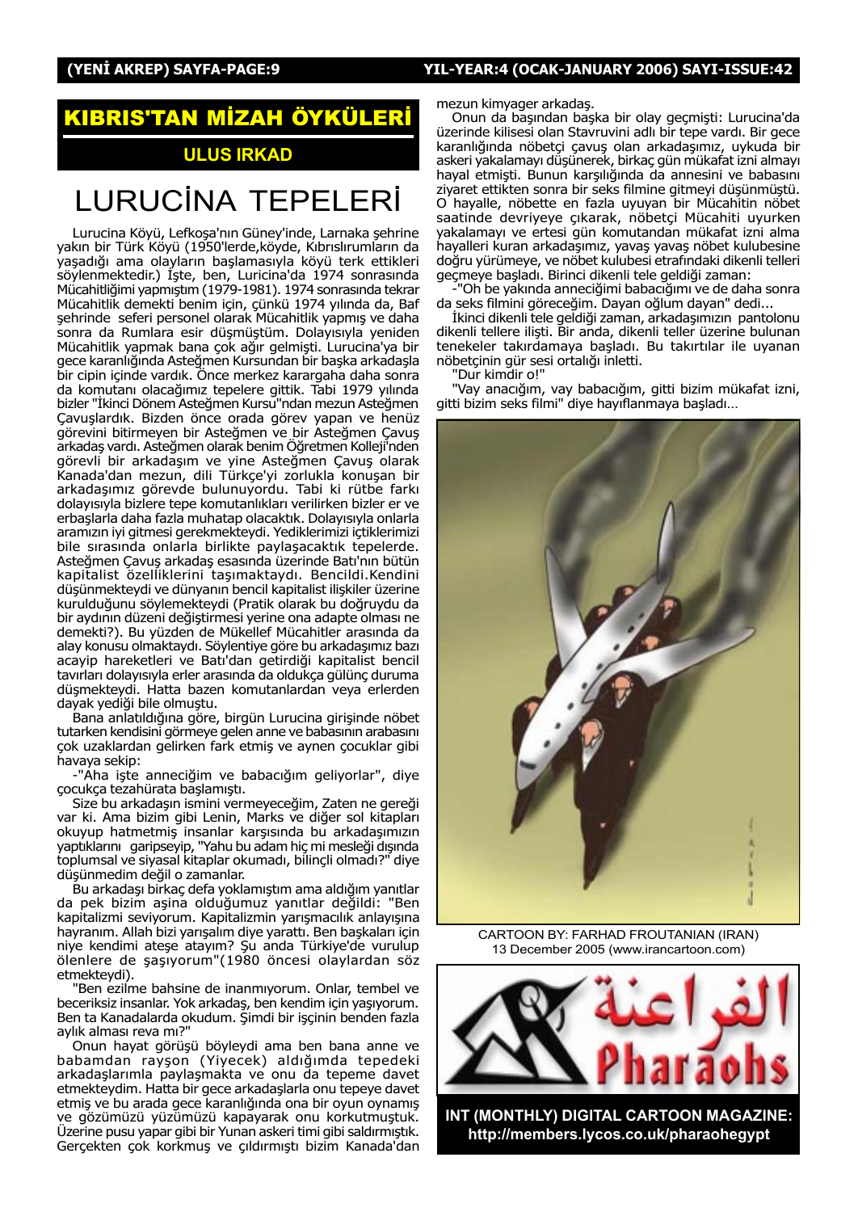# KIBRIS'TAN MİZAH ÖYKÜLERİ

## ULUS IRKAD

# LURUCİNA TEPELERİ

Lurucina Köyü, Lefkoşa'nın Güney'inde, Larnaka şehrine yakın bir Türk Köyü (1950'lerde,köyde, Kıbrıslırumların da yaşadığı ama olayların başlamasıyla köyü terk ettikleri söylenmektedir.) İşte, ben, Luricina'da 1974 sonrasında Mücahitliğimi yapmıştım (1979-1981). 1974 sonrasında tekrar Mücahitlik demekti benim için, çünkü 1974 yılında da, Baf şehrinde seferi personel olarak Mücahitlik yapmış ve daha sonra da Rumlara esir düşmüştüm. Dolayısıyla yeniden Mücahitlik yapmak bana çok ağır gelmişti. Lurucina'ya bir gece karanlığında Asteğmen Kursundan bir başka arkadaşla bir cipin içinde vardık. Önce merkez karargaha daha sonra da komutanı olacağımız tepelere gittik. Tabi 1979 yılında bizler "İkinci Dönem Asteğmen Kursu"ndan mezun Asteğmen Çavuşlardık. Bizden önce orada görev yapan ve henüz görevini bitirmeyen bir Asteğmen ve bir Asteğmen Çavuş arkadaş vardı. Asteğmen olarak benim Öğretmen Kolleji'nden görevli bir arkadaşım ve yine Asteğmen Çavuş olarak Kanada'dan mezun, dili Türkçe'yi zorlukla konuşan bir arkadaşımız görevde bulunuyordu. Tabi ki rütbe farkı dolayısıyla bizlere tepe komutanlıkları verilirken bizler er ve erbaşlarla daha fazla muhatap olacaktık. Dolayısıyla onlarla aramızın iyi gitmesi gerekmekteydi. Yediklerimizi içtiklerimizi bile sırasında onlarla birlikte paylaşacaktık tepelerde. Asteğmen Çavuş arkadaş esasında üzerinde Batı'nın bütün kapitalist özelliklerini taşımaktaydı. Bencildi.Kendini düşünmekteydi ve dünyanın bencil kapitalist ilişkiler üzerine kurulduğunu söylemekteydi (Pratik olarak bu doğruydu da bir aydının düzeni değiştirmesi yerine ona adapte olması ne demekti?). Bu yüzden de Mükellef Mücahitler arasında da alay konusu olmaktaydı. Söylentiye göre bu arkadaşımız bazı acayip hareketleri ve Batı'dan getirdiği kapitalist bencil tavırları dolayısıyla erler arasında da oldukça gülünç duruma düşmekteydi. Hatta bazen komutanlardan veya erlerden dayak yediği bile olmuştu.

Bana anlatıldığına göre, birgün Lurucina girişinde nöbet tutarken kendisini görmeye gelen anne ve babasının arabasını çok uzaklardan gelirken fark etmiş ve aynen çocuklar gibi havaya sekip:

-"Aha işte anneciğim ve babacığım geliyorlar", diye çocukça tezahürata başlamıştı.

Size bu arkadaşın ismini vermeyeceğim, Zaten ne gereği var ki. Ama bizim gibi Lenin, Marks ve diğer sol kitapları okuyup hatmetmiş insanlar karşısında bu arkadaşımızın yaptıklarını garipseyip, "Yahu bu adam hiç mi mesleği dışında toplumsal ve siyasal kitaplar okumadı, bilinçli olmadı?" diye düşünmedim değil o zamanlar.

Bu arkadaşı birkaç defa yoklamıştım ama aldığım yanıtlar da pek bizim aşina olduğumuz yanıtlar değildi: "Ben kapitalizmi seviyorum. Kapitalizmin yarışmacılık anlayışına hayranım. Allah bizi yarışalım diye yarattı. Ben başkaları için niye kendimi ateşe atayım? Şu anda Türkiye'de vurulup ölenlere de şaşıyorum"(1980 öncesi olaylardan söz etmekteydi).

"Ben ezilme bahsine de inanmıyorum. Onlar, tembel ve beceriksiz insanlar. Yok arkadaş, ben kendim için yaşıyorum. Ben ta Kanadalarda okudum. Şimdi bir işçinin benden fazla aylık alması reva mı?"

Onun hayat görüşü böyleydi ama ben bana anne ve babamdan rayşon (Yiyecek) aldığımda tepedeki arkadaşlarımla paylaşmakta ve onu da tepeme davet etmekteydim. Hatta bir gece arkadaşlarla onu tepeye davet etmiş ve bu arada gece karanlığında ona bir oyun oynamış ve gözümüzü yüzümüzü kapayarak onu korkutmuştuk. Üzerine pusu yapar gibi bir Yunan askeri timi gibi saldırmıştık. Gerçekten çok korkmuş ve çıldırmıştı bizim Kanada'dan mezun kimyager arkadaş.

Onun da başından başka bir olay geçmişti: Lurucina'da üzerinde kilisesi olan Stavruvini adlı bir tepe vardı. Bir gece karanlığında nöbetçi çavuş olan arkadaşımız, uykuda bir askeri yakalamayı düşünerek, birkaç gün mükafat izni almayı hayal etmişti. Bunun karşılığında da annesini ve babasını ziyaret ettikten sonra bir seks filmine gitmeyi düşünmüştü. O hayalle, nöbette en fazla uyuyan bir Mücahitin nöbet saatinde devriyeye çıkarak, nöbetçi Mücahiti uyurken yakalamayı ve ertesi gün komutandan mükafat izni alma hayalleri kuran arkadaşımız, yavaş yavaş nöbet kulubesine doğru yürümeye, ve nöbet kulubesi etrafındaki dikenli telleri geçmeye başladı. Birinci dikenli tele geldiği zaman:

-"Oh be yakında anneciğimi babacığımı ve de daha sonra da seks filmini göreceğim. Dayan oğlum dayan" dedi...

İkinci dikenli tele geldiği zaman, arkadaşımızın pantolonu dikenli tellere ilişti. Bir anda, dikenli teller üzerine bulunan tenekeler takırdamaya başladı. Bu takırtılar ile uyanan nöbetçinin gür sesi ortalığı inletti.

"Dur kimdir o!"

"Vay anacığım, vay babacığım, gitti bizim mükafat izni, gitti bizim seks filmi" diye hayıflanmaya başladı...

CARTOON BY: FARHAD FROUTANIAN (IRAN)
13 December 2005 (www.irancartoon.com)

الفراعنة Pharaohs

INT (MONTHLY) DIGITAL CARTOON MAGAZINE:
http://members.lycos.co.uk/pharaohegypt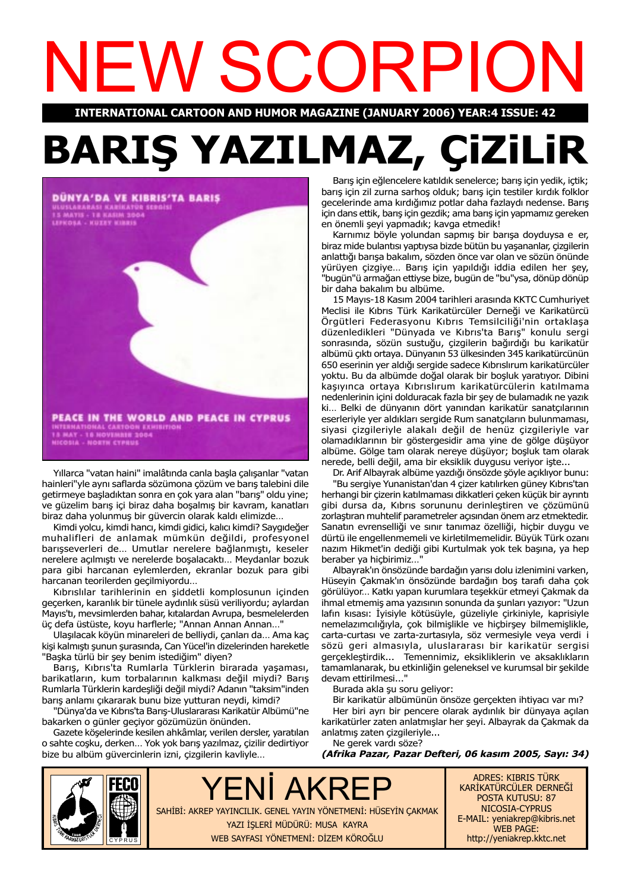# NEW SCORPION

**INTERNATIONAL CARTOON AND HUMOR MAGAZINE (JANUARY 2006) YEAR:4 ISSUE: 42**

# BARIŞ YAZILMAZ, ÇiZiLiR

DÜNYA'DA VE KIBRIS'TA BARIŞ
ULUSLARARASI KARİKATÜR SERGİSİ
15 MAYIS - 18 KASIM 2004
LEFKOŞA - KUZEY KIBRIS

PEACE IN THE WORLD AND PEACE IN CYPRUS
INTERNATIONAL CARTOON EXHIBITION
15 MAY - 18 NOVEMBER 2004
NICOSIA - NORTH CYPRUS

Yıllarca "vatan haini" imalâtında canla başla çalışanlar "vatan hainleri"yle aynı saflarda sözümona çözüm ve barış talebini dile getirmeye başladıktan sonra en çok yara alan "barış" oldu yine; ve güzelim barış içi biraz daha boşalmış bir kavram, kanatları biraz daha yolunmuş bir güvercin olarak kaldı elimizde…

Kimdi yolcu, kimdi hancı, kimdi gidici, kalıcı kimdi? Saygıdeğer muhalifleri de anlamak mümkün değildi, profesyonel barışseverleri de… Umutlar nerelere bağlanmıştı, keseler nerelere açılmıştı ve nerelerde boşalacaktı… Meydanlar bozuk para gibi harcanan eylemlerden, ekranlar bozuk para gibi harcanan teorilerden geçilmiyordu…

Kıbrıslılar tarihlerinin en şiddetli komplosunun içinden geçerken, karanlık bir tünele aydınlık süsü veriliyordu; aylardan Mayıs'tı, mevsimlerden bahar, kıtalardan Avrupa, besmelelerden üç defa üstüste, koyu harflerle; "Annan Annan Annan…"

Ulaşılacak köyün minareleri de belliydi, çanları da… Ama kaç kişi kalmıştı şunun şurasında, Can Yücel'in dizelerinden hareketle "Başka türlü bir şey benim istediğim" diyen?

Barış, Kıbrıs'ta Rumlarla Türklerin birarada yaşaması, barikatların, kum torbalarının kalkması değil miydi? Barış Rumlarla Türklerin kardeşliği değil miydi? Adanın "taksim"inden barış anlamı çıkararak bunu bize yutturan neydi, kimdi?

"Dünya'da ve Kıbrıs'ta Barış-Uluslararası Karikatür Albümü"ne bakarken o günler geçiyor gözümüzün önünden.

Gazete köşelerinde kesilen ahkâmlar, verilen dersler, yaratılan o sahte coşku, derken… Yok yok barış yazılmaz, çizilir dedirtiyor bize bu albüm güvercinlerin izni, çizgilerin kavliyle…

Barış için eğlencelere katıldık senelerce; barış için yedik, içtik; barış için zil zurna sarhoş olduk; barış için testiler kırdık folklor gecelerinde ama kırdığımız potlar daha fazlaydı nedense. Barış için dans ettik, barış için gezdik; ama barış için yapmamız gereken en önemli şeyi yapmadık; kavga etmedik!

Karnımız böyle yolundan sapmış bir barışa doyduysa e er, biraz mide bulantısı yaptıysa bizde bütün bu yaşananlar, çizgilerin anlattığı barışa bakalım, sözden önce var olan ve sözün önünde yürüyen çizgiye… Barış için yapıldığı iddia edilen her şey, "bugün"ü armağan ettiyse bize, bugün de "bu"ysa, dönüp dönüp bir daha bakalım bu albüme.

15 Mayıs-18 Kasım 2004 tarihleri arasında KKTC Cumhuriyet Meclisi ile Kıbrıs Türk Karikatürcüler Derneği ve Karikatürcü Örgütleri Federasyonu Kıbrıs Temsilciliği'nin ortaklaşa düzenledikleri "Dünyada ve Kıbrıs'ta Barış" konulu sergi sonrasında, sözün sustuğu, çizgilerin bağırdığı bu karikatür albümü çıktı ortaya. Dünyanın 53 ülkesinden 345 karikatürcünün 650 eserinin yer aldığı sergide sadece Kıbrıslırum karikatürcüler yoktu. Bu da albümde doğal olarak bir boşluk yaratıyor. Dibini kaşıyınca ortaya Kıbrıslırum karikatürcülerin katılmama nedenlerinin içini dolduracak fazla bir şey de bulamadık ne yazık ki… Belki de dünyanın dört yanından karikatür sanatçılarının eserleriyle yer aldıkları sergide Rum sanatçıların bulunmaması, siyasi çizgileriyle alakalı değil de henüz çizgileriyle var olamadıklarının bir göstergesidir ama yine de gölge düşüyor albüme. Gölge tam olarak nereye düşüyor; boşluk tam olarak nerede, belli değil, ama bir eksiklik duygusu veriyor işte...

Dr. Arif Albayrak albüme yazdığı önsözde şöyle açıklıyor bunu:

"Bu sergiye Yunanistan'dan 4 çizer katılırken güney Kıbrıs'tan herhangi bir çizerin katılmaması dikkatleri çeken küçük bir ayrıntı gibi dursa da, Kıbrıs sorununu derinleştiren ve çözümünü zorlaştıran muhtelif parametreler açısından önem arz etmektedir. Sanatın evrenselliği ve sınır tanımaz özelliği, hiçbir duygu ve dürtü ile engellenmemeli ve kirletilmemelidir. Büyük Türk ozanı nazım Hikmet'in dediği gibi Kurtulmak yok tek başına, ya hep beraber ya hiçbirimiz…"

Albayrak'ın önsözünde bardağın yarısı dolu izlenimini varken, Hüseyin Çakmak'ın önsözünde bardağın boş tarafı daha çok görülüyor… Katkı yapan kurumlara teşekkür etmeyi Çakmak da ihmal etmemiş ama yazısının sonunda da şunları yazıyor: "Uzun lafın kısası: İyisiyle kötüsüyle, güzeliyle çirkiniyle, kaprisiyle nemelazımcılığıyla, çok bilmişlikle ve hiçbirşey bilmemişlikle, carta-curtası ve zarta-zurtasıyla, söz vermesiyle veya verdi i sözü geri almasıyla, uluslararası bir karikatür sergisi gerçekleştirdik... Temennimiz, eksikliklerin ve aksaklıkların tamamlanarak, bu etkinliğin geleneksel ve kurumsal bir şekilde devam ettirilmesi..."

Burada akla şu soru geliyor:

Bir karikatür albümünün önsöze gerçekten ihtiyacı var mı?

Her biri ayrı bir pencere olarak aydınlık bir dünyaya açılan karikatürler zaten anlatmışlar her şeyi. Albayrak da Çakmak da anlatmış zaten çizgileriyle...

Ne gerek vardı söze?

***(Afrika Pazar, Pazar Defteri, 06 kasım 2005, Sayı: 34)***

---

FECO CYPRUS

# YENİ AKREP

SAHİBİ: AKREP YAYINCILIK. GENEL YAYIN YÖNETMENİ: HÜSEYİN ÇAKMAK
YAZI İŞLERİ MÜDÜRÜ: MUSA KAYRA
WEB SAYFASI YÖNETMENİ: DİZEM KÖROĞLU

ADRES: KIBRIS TÜRK KARİKATÜRCÜLER DERNEĞİ
POSTA KUTUSU: 87
NICOSIA-CYPRUS
E-MAIL: yeniakrep@kibris.net
WEB PAGE:
http://yeniakrep.kktc.net